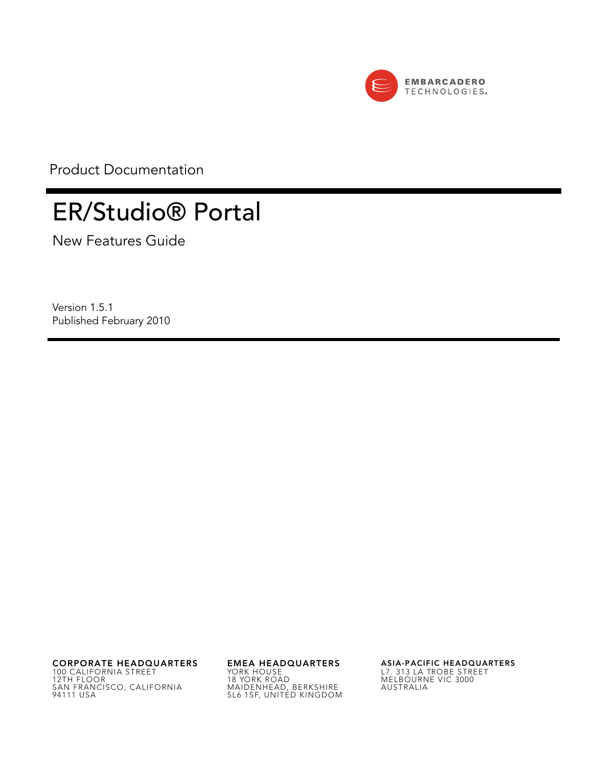EMBARCADERO TECHNOLOGIES

Product Documentation

# ER/Studio® Portal

## New Features Guide

Version 1.5.1
Published February 2010

**CORPORATE HEADQUARTERS**
100 CALIFORNIA STREET
12TH FLOOR
SAN FRANCISCO, CALIFORNIA
94111 USA

**EMEA HEADQUARTERS**
YORK HOUSE
18 YORK ROAD
MAIDENHEAD, BERKSHIRE
SL6 1SF, UNITED KINGDOM

**ASIA-PACIFIC HEADQUARTERS**
L7. 313 LA TROBE STREET
MELBOURNE VIC 3000
AUSTRALIA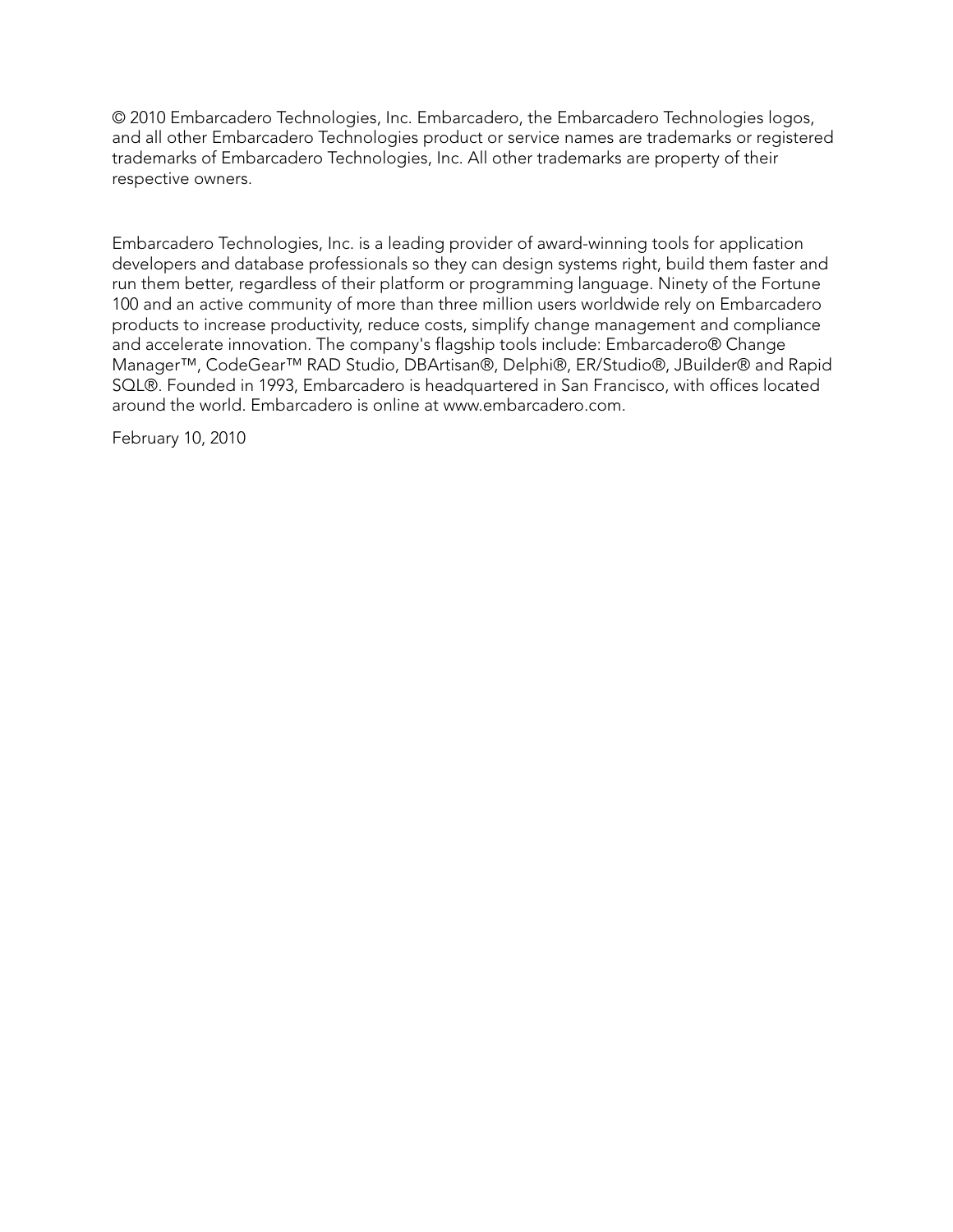© 2010 Embarcadero Technologies, Inc. Embarcadero, the Embarcadero Technologies logos, and all other Embarcadero Technologies product or service names are trademarks or registered trademarks of Embarcadero Technologies, Inc. All other trademarks are property of their respective owners.

Embarcadero Technologies, Inc. is a leading provider of award-winning tools for application developers and database professionals so they can design systems right, build them faster and run them better, regardless of their platform or programming language. Ninety of the Fortune 100 and an active community of more than three million users worldwide rely on Embarcadero products to increase productivity, reduce costs, simplify change management and compliance and accelerate innovation. The company's flagship tools include: Embarcadero® Change Manager™, CodeGear™ RAD Studio, DBArtisan®, Delphi®, ER/Studio®, JBuilder® and Rapid SQL®. Founded in 1993, Embarcadero is headquartered in San Francisco, with offices located around the world. Embarcadero is online at www.embarcadero.com.

February 10, 2010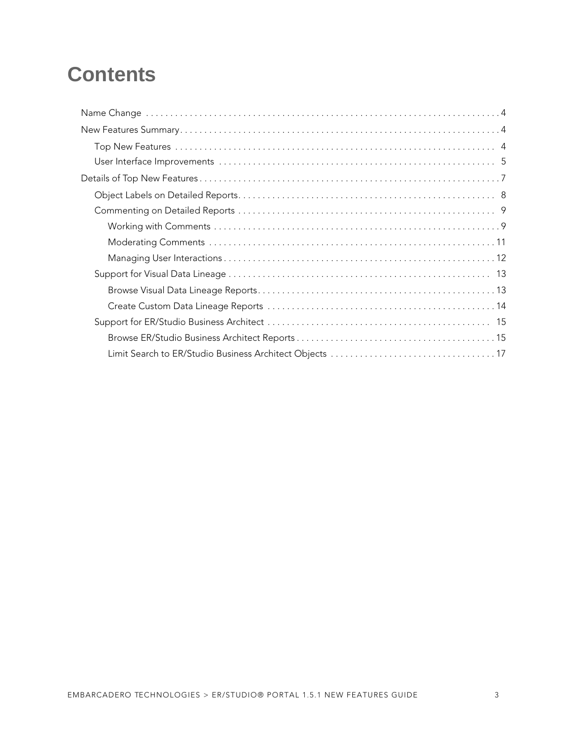# Contents

- Name Change . . . . . . . . . . 4
- New Features Summary . . . . . . . . . . 4
  - Top New Features . . . . . . . . . . 4
  - User Interface Improvements . . . . . . . . . . 5
- Details of Top New Features . . . . . . . . . . 7
  - Object Labels on Detailed Reports . . . . . . . . . . 8
  - Commenting on Detailed Reports . . . . . . . . . . 9
    - Working with Comments . . . . . . . . . . 9
    - Moderating Comments . . . . . . . . . . 11
    - Managing User Interactions . . . . . . . . . . 12
  - Support for Visual Data Lineage . . . . . . . . . . 13
    - Browse Visual Data Lineage Reports . . . . . . . . . . 13
    - Create Custom Data Lineage Reports . . . . . . . . . . 14
  - Support for ER/Studio Business Architect . . . . . . . . . . 15
    - Browse ER/Studio Business Architect Reports . . . . . . . . . . 15
    - Limit Search to ER/Studio Business Architect Objects . . . . . . . . . . 17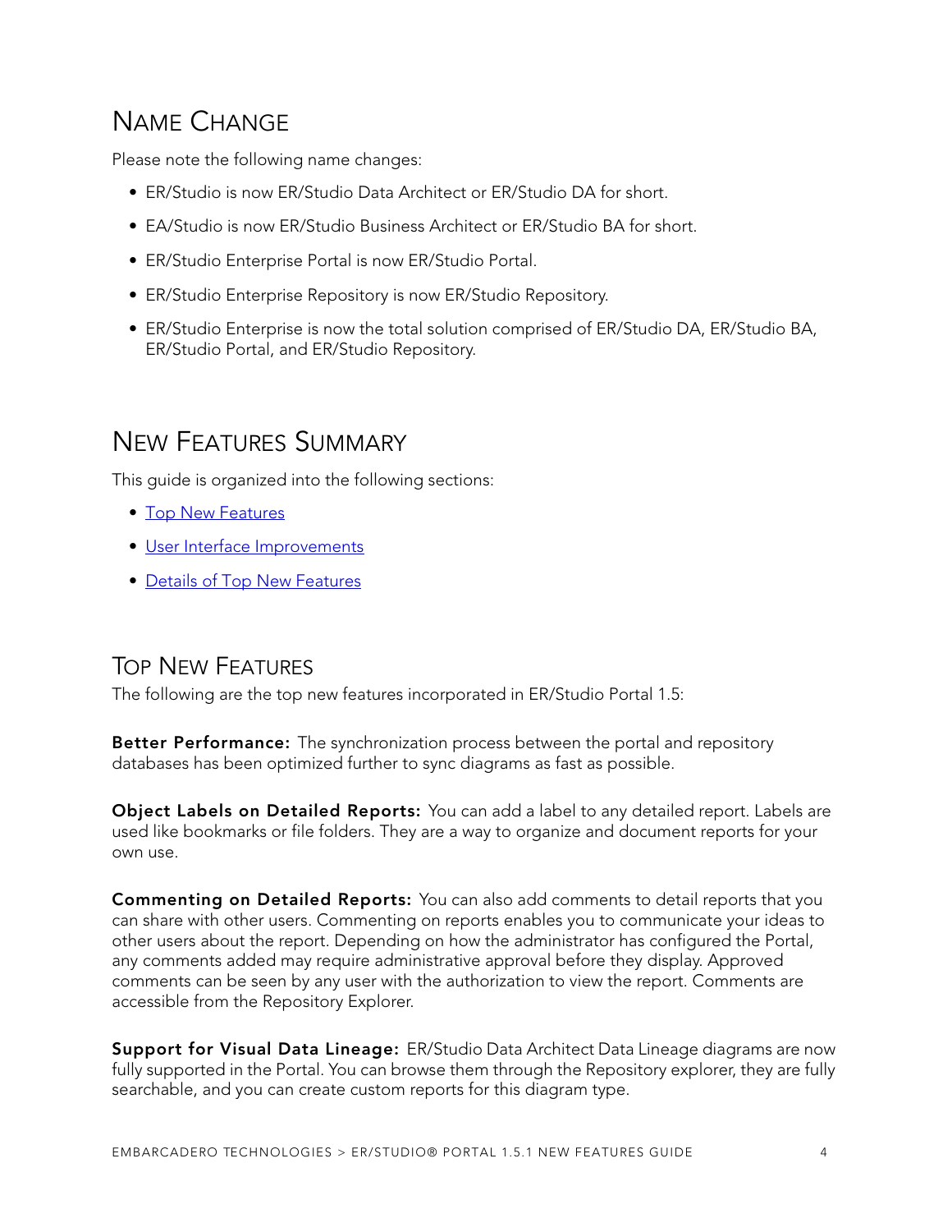## Name Change

Please note the following name changes:

- ER/Studio is now ER/Studio Data Architect or ER/Studio DA for short.
- EA/Studio is now ER/Studio Business Architect or ER/Studio BA for short.
- ER/Studio Enterprise Portal is now ER/Studio Portal.
- ER/Studio Enterprise Repository is now ER/Studio Repository.
- ER/Studio Enterprise is now the total solution comprised of ER/Studio DA, ER/Studio BA, ER/Studio Portal, and ER/Studio Repository.

## New Features Summary

This guide is organized into the following sections:

- Top New Features
- User Interface Improvements
- Details of Top New Features

## Top New Features

The following are the top new features incorporated in ER/Studio Portal 1.5:

**Better Performance:** The synchronization process between the portal and repository databases has been optimized further to sync diagrams as fast as possible.

**Object Labels on Detailed Reports:** You can add a label to any detailed report. Labels are used like bookmarks or file folders. They are a way to organize and document reports for your own use.

**Commenting on Detailed Reports:** You can also add comments to detail reports that you can share with other users. Commenting on reports enables you to communicate your ideas to other users about the report. Depending on how the administrator has configured the Portal, any comments added may require administrative approval before they display. Approved comments can be seen by any user with the authorization to view the report. Comments are accessible from the Repository Explorer.

**Support for Visual Data Lineage:** ER/Studio Data Architect Data Lineage diagrams are now fully supported in the Portal. You can browse them through the Repository explorer, they are fully searchable, and you can create custom reports for this diagram type.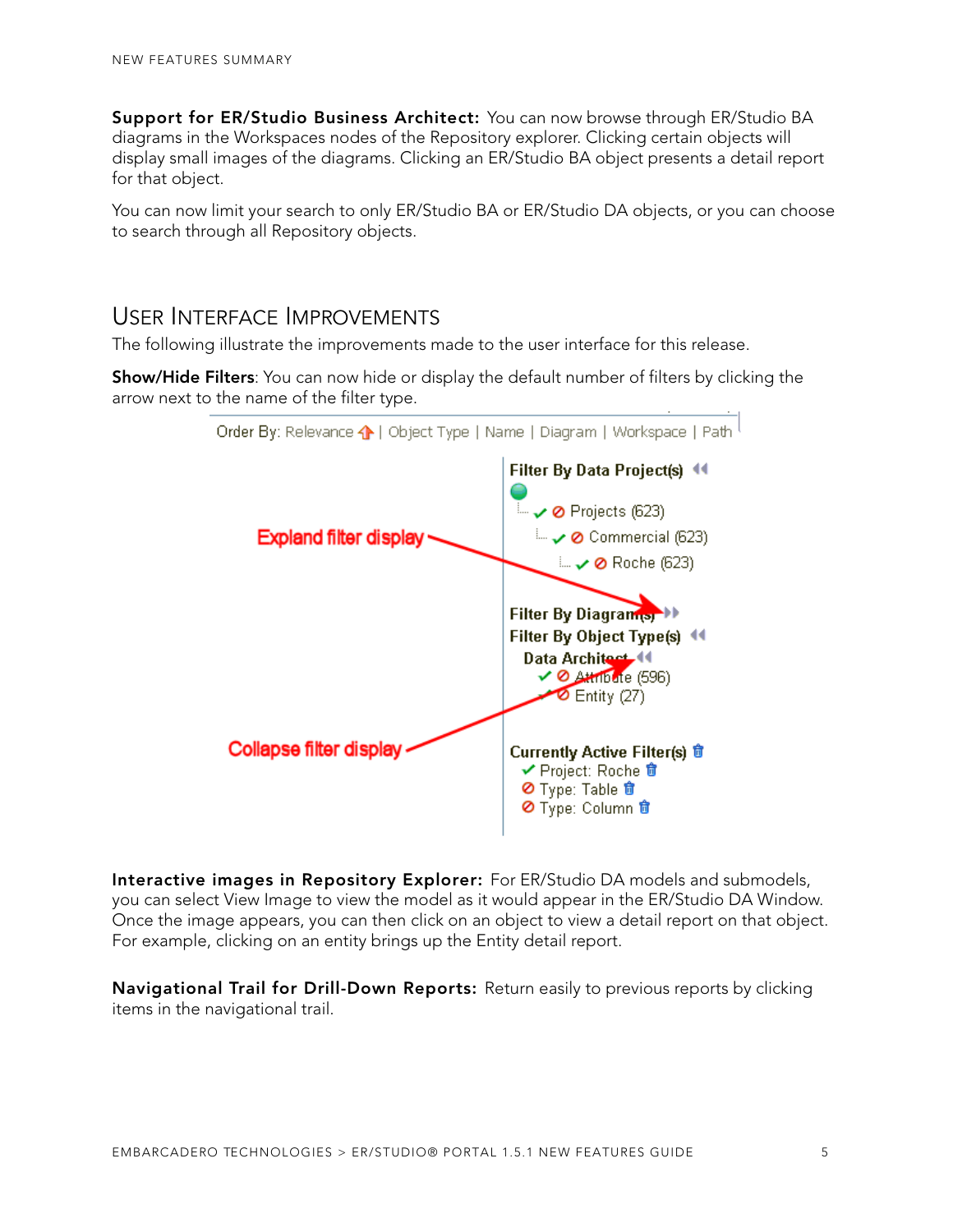**Support for ER/Studio Business Architect:** You can now browse through ER/Studio BA diagrams in the Workspaces nodes of the Repository explorer. Clicking certain objects will display small images of the diagrams. Clicking an ER/Studio BA object presents a detail report for that object.

You can now limit your search to only ER/Studio BA or ER/Studio DA objects, or you can choose to search through all Repository objects.

## User Interface Improvements

The following illustrate the improvements made to the user interface for this release.

**Show/Hide Filters**: You can now hide or display the default number of filters by clicking the arrow next to the name of the filter type.

**Interactive images in Repository Explorer:** For ER/Studio DA models and submodels, you can select View Image to view the model as it would appear in the ER/Studio DA Window. Once the image appears, you can then click on an object to view a detail report on that object. For example, clicking on an entity brings up the Entity detail report.

**Navigational Trail for Drill-Down Reports:** Return easily to previous reports by clicking items in the navigational trail.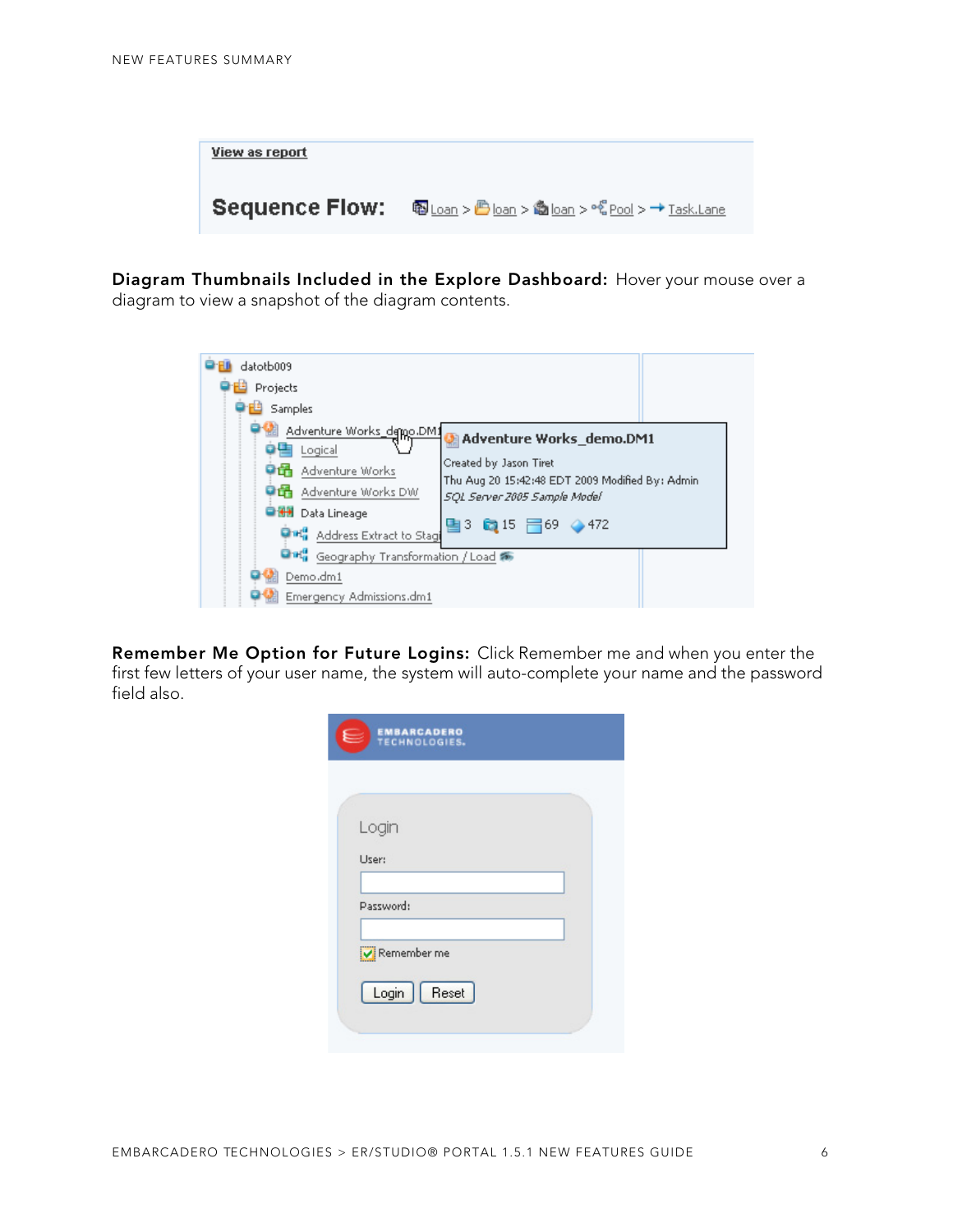**Diagram Thumbnails Included in the Explore Dashboard:** Hover your mouse over a diagram to view a snapshot of the diagram contents.

**Remember Me Option for Future Logins:** Click Remember me and when you enter the first few letters of your user name, the system will auto-complete your name and the password field also.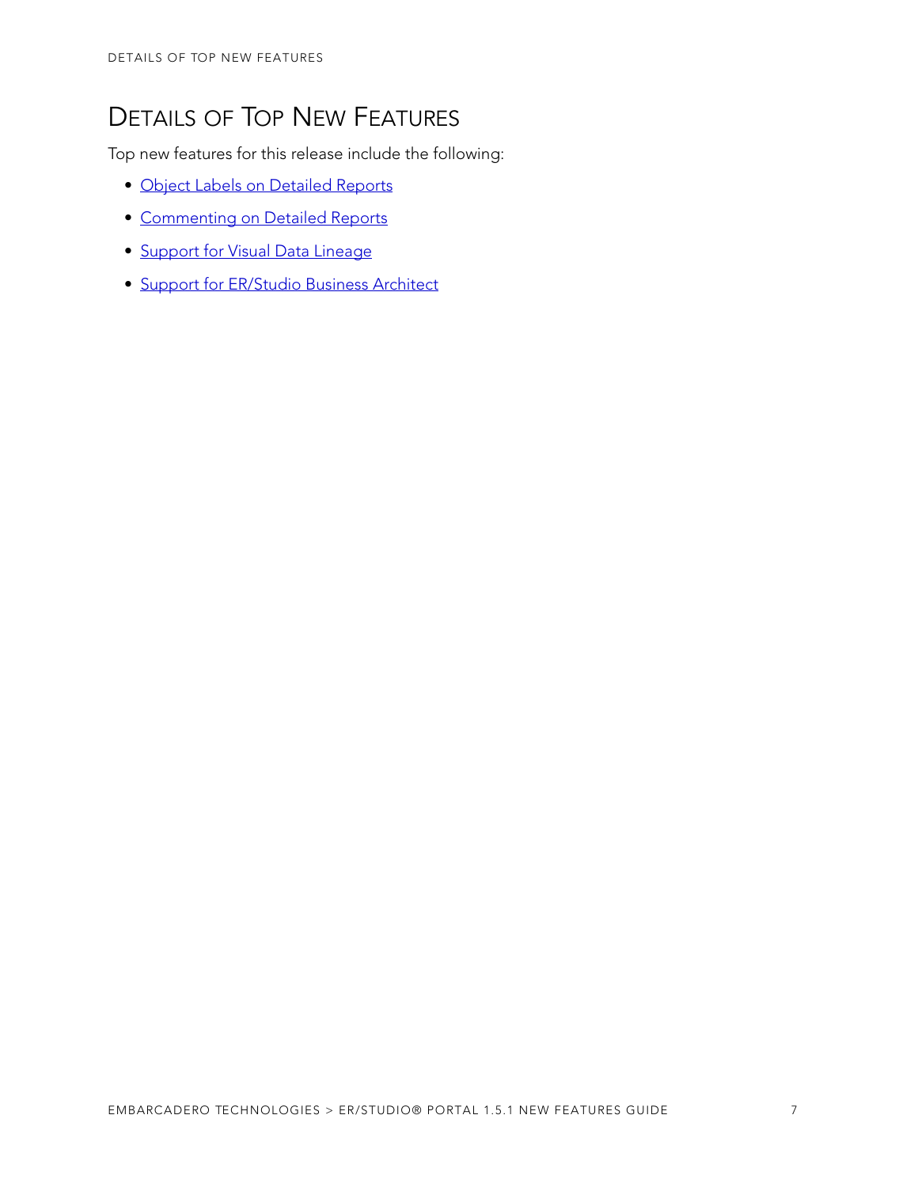# Details of Top New Features

Top new features for this release include the following:

- Object Labels on Detailed Reports
- Commenting on Detailed Reports
- Support for Visual Data Lineage
- Support for ER/Studio Business Architect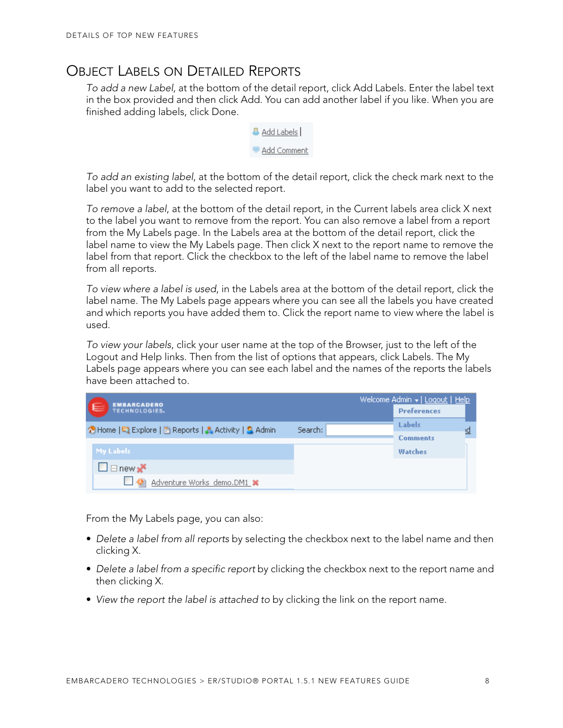# Object Labels on Detailed Reports

*To add a new Label*, at the bottom of the detail report, click Add Labels. Enter the label text in the box provided and then click Add. You can add another label if you like. When you are finished adding labels, click Done.

*To add an existing label*, at the bottom of the detail report, click the check mark next to the label you want to add to the selected report.

*To remove a label*, at the bottom of the detail report, in the Current labels area click X next to the label you want to remove from the report. You can also remove a label from a report from the My Labels page. In the Labels area at the bottom of the detail report, click the label name to view the My Labels page. Then click X next to the report name to remove the label from that report. Click the checkbox to the left of the label name to remove the label from all reports.

*To view where a label is used*, in the Labels area at the bottom of the detail report, click the label name. The My Labels page appears where you can see all the labels you have created and which reports you have added them to. Click the report name to view where the label is used.

*To view your labels*, click your user name at the top of the Browser, just to the left of the Logout and Help links. Then from the list of options that appears, click Labels. The My Labels page appears where you can see each label and the names of the reports the labels have been attached to.

From the My Labels page, you can also:

- *Delete a label from all reports* by selecting the checkbox next to the label name and then clicking X.
- *Delete a label from a specific report* by clicking the checkbox next to the report name and then clicking X.
- *View the report the label is attached to* by clicking the link on the report name.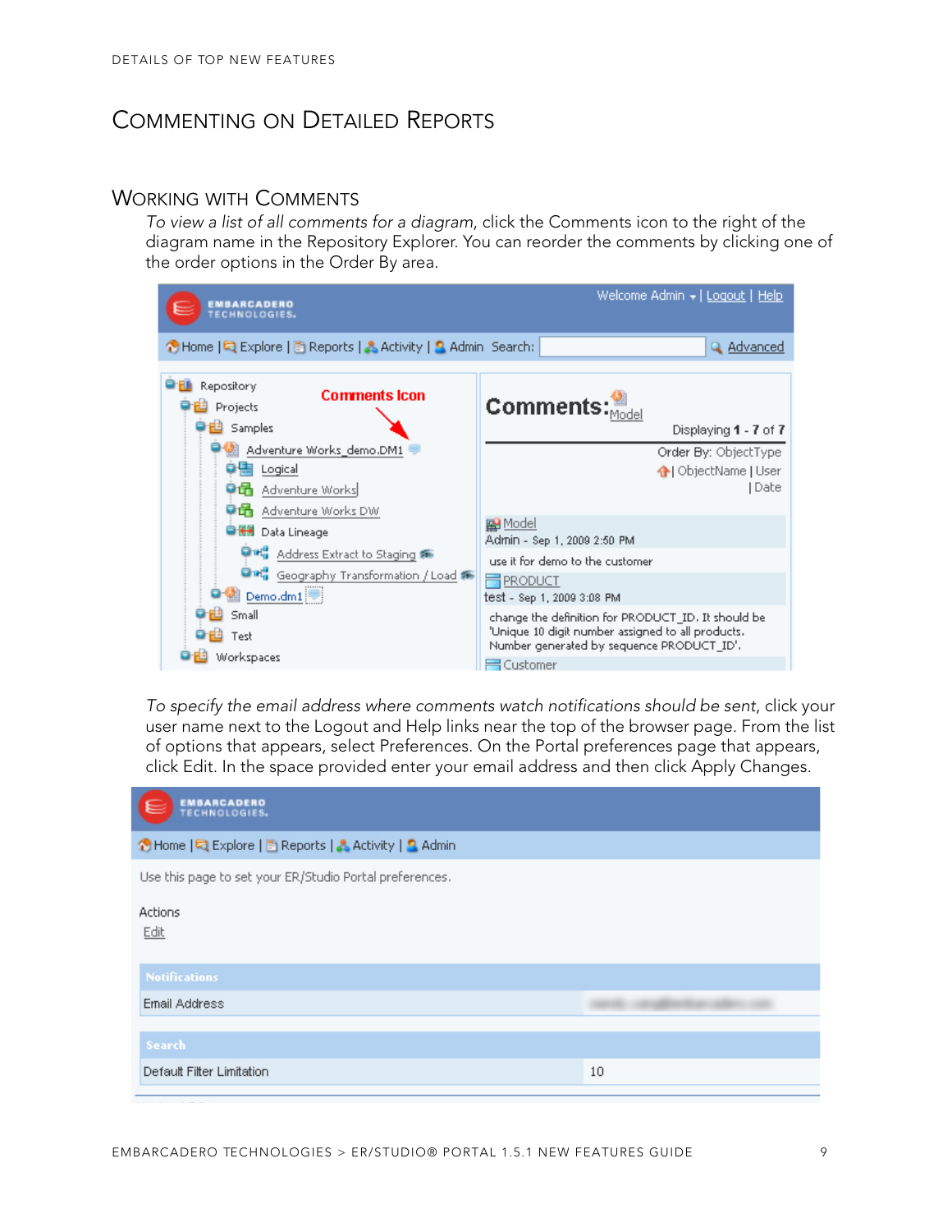# Commenting on Detailed Reports

## Working with Comments

*To view a list of all comments for a diagram*, click the Comments icon to the right of the diagram name in the Repository Explorer. You can reorder the comments by clicking one of the order options in the Order By area.

*To specify the email address where comments watch notifications should be sent*, click your user name next to the Logout and Help links near the top of the browser page. From the list of options that appears, select Preferences. On the Portal preferences page that appears, click Edit. In the space provided enter your email address and then click Apply Changes.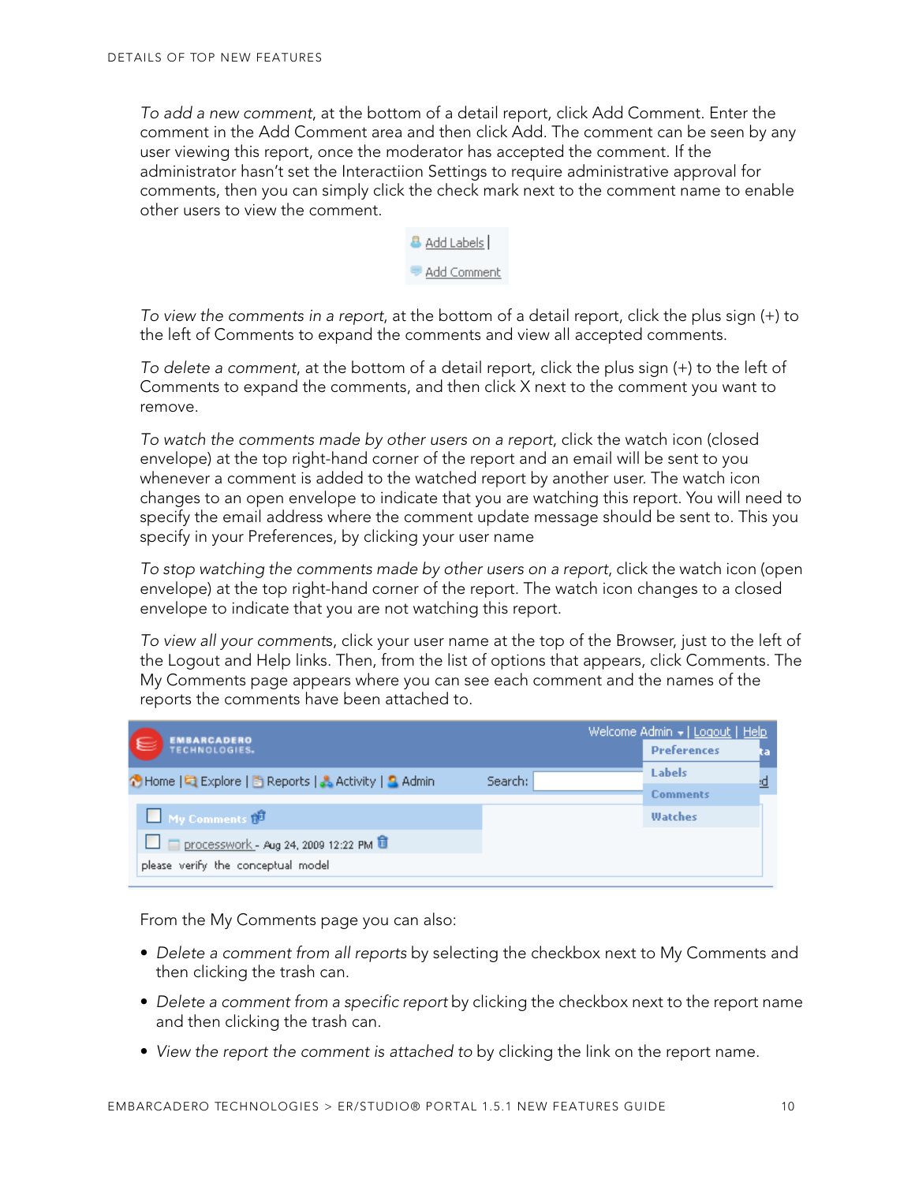*To add a new comment*, at the bottom of a detail report, click Add Comment. Enter the comment in the Add Comment area and then click Add. The comment can be seen by any user viewing this report, once the moderator has accepted the comment. If the administrator hasn't set the Interactiion Settings to require administrative approval for comments, then you can simply click the check mark next to the comment name to enable other users to view the comment.

*To view the comments in a report*, at the bottom of a detail report, click the plus sign (+) to the left of Comments to expand the comments and view all accepted comments.

*To delete a comment*, at the bottom of a detail report, click the plus sign (+) to the left of Comments to expand the comments, and then click X next to the comment you want to remove.

*To watch the comments made by other users on a report*, click the watch icon (closed envelope) at the top right-hand corner of the report and an email will be sent to you whenever a comment is added to the watched report by another user. The watch icon changes to an open envelope to indicate that you are watching this report. You will need to specify the email address where the comment update message should be sent to. This you specify in your Preferences, by clicking your user name

*To stop watching the comments made by other users on a report*, click the watch icon (open envelope) at the top right-hand corner of the report. The watch icon changes to a closed envelope to indicate that you are not watching this report.

*To view all your comments*, click your user name at the top of the Browser, just to the left of the Logout and Help links. Then, from the list of options that appears, click Comments. The My Comments page appears where you can see each comment and the names of the reports the comments have been attached to.

From the My Comments page you can also:

- *Delete a comment from all reports* by selecting the checkbox next to My Comments and then clicking the trash can.
- *Delete a comment from a specific report* by clicking the checkbox next to the report name and then clicking the trash can.
- *View the report the comment is attached to* by clicking the link on the report name.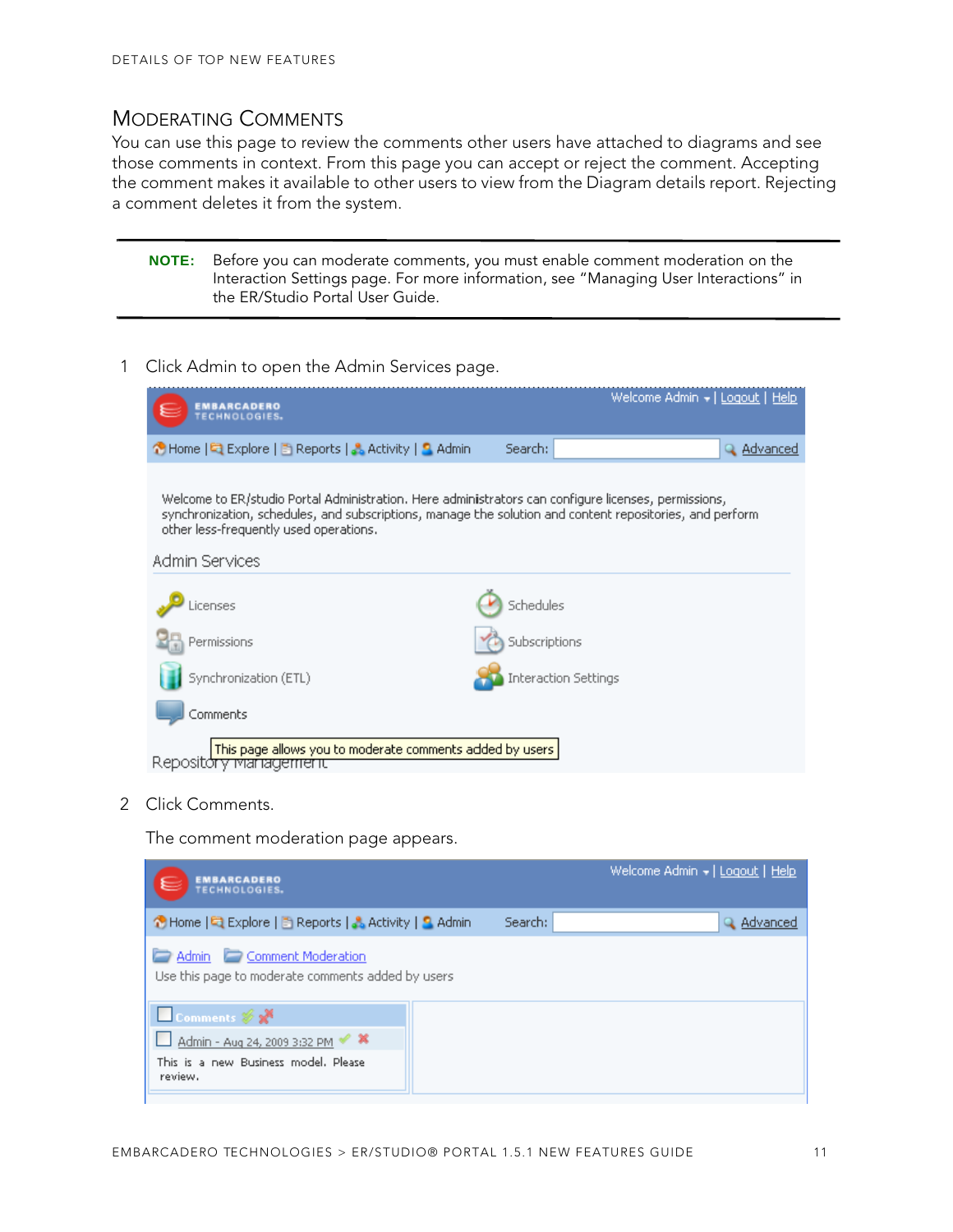## Moderating Comments

You can use this page to review the comments other users have attached to diagrams and see those comments in context. From this page you can accept or reject the comment. Accepting the comment makes it available to other users to view from the Diagram details report. Rejecting a comment deletes it from the system.

---

**NOTE:** Before you can moderate comments, you must enable comment moderation on the Interaction Settings page. For more information, see "Managing User Interactions" in the ER/Studio Portal User Guide.

---

1 Click Admin to open the Admin Services page.

2 Click Comments.

The comment moderation page appears.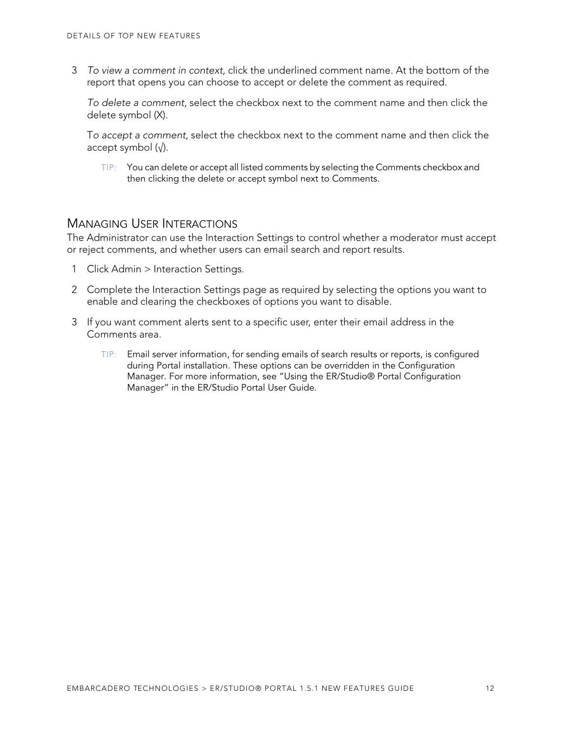3. *To view a comment in context*, click the underlined comment name. At the bottom of the report that opens you can choose to accept or delete the comment as required.

   *To delete a comment*, select the checkbox next to the comment name and then click the delete symbol (X).

   T*o accept a comment*, select the checkbox next to the comment name and then click the accept symbol (√).

   TIP: You can delete or accept all listed comments by selecting the Comments checkbox and then clicking the delete or accept symbol next to Comments.

## Managing User Interactions

The Administrator can use the Interaction Settings to control whether a moderator must accept or reject comments, and whether users can email search and report results.

1. Click Admin > Interaction Settings.
2. Complete the Interaction Settings page as required by selecting the options you want to enable and clearing the checkboxes of options you want to disable.
3. If you want comment alerts sent to a specific user, enter their email address in the Comments area.

   TIP: Email server information, for sending emails of search results or reports, is configured during Portal installation. These options can be overridden in the Configuration Manager. For more information, see "Using the ER/Studio® Portal Configuration Manager" in the ER/Studio Portal User Guide.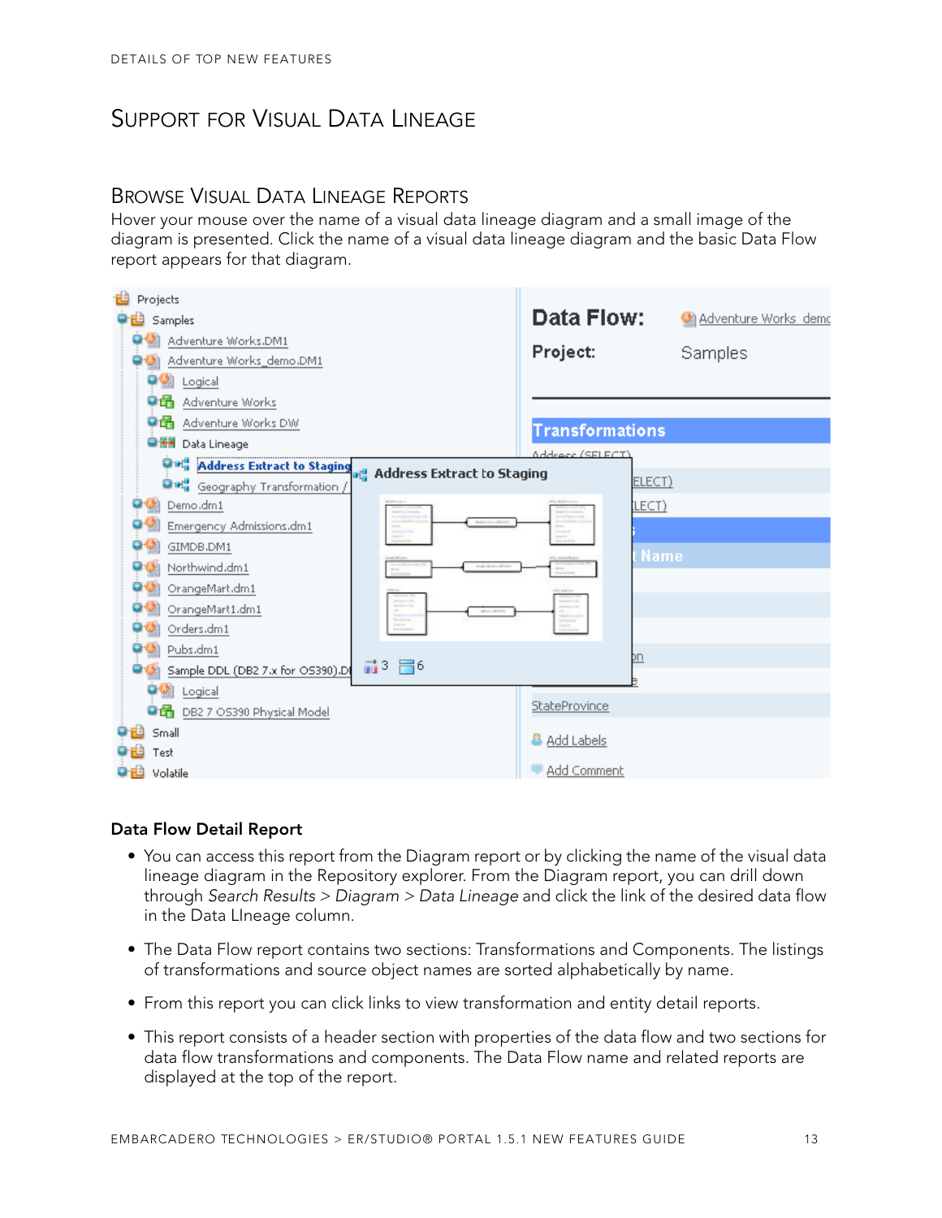## Support for Visual Data Lineage

### Browse Visual Data Lineage Reports

Hover your mouse over the name of a visual data lineage diagram and a small image of the diagram is presented. Click the name of a visual data lineage diagram and the basic Data Flow report appears for that diagram.

**Data Flow Detail Report**

- You can access this report from the Diagram report or by clicking the name of the visual data lineage diagram in the Repository explorer. From the Diagram report, you can drill down through *Search Results* > *Diagram* > *Data Lineage* and click the link of the desired data flow in the Data LIneage column.
- The Data Flow report contains two sections: Transformations and Components. The listings of transformations and source object names are sorted alphabetically by name.
- From this report you can click links to view transformation and entity detail reports.
- This report consists of a header section with properties of the data flow and two sections for data flow transformations and components. The Data Flow name and related reports are displayed at the top of the report.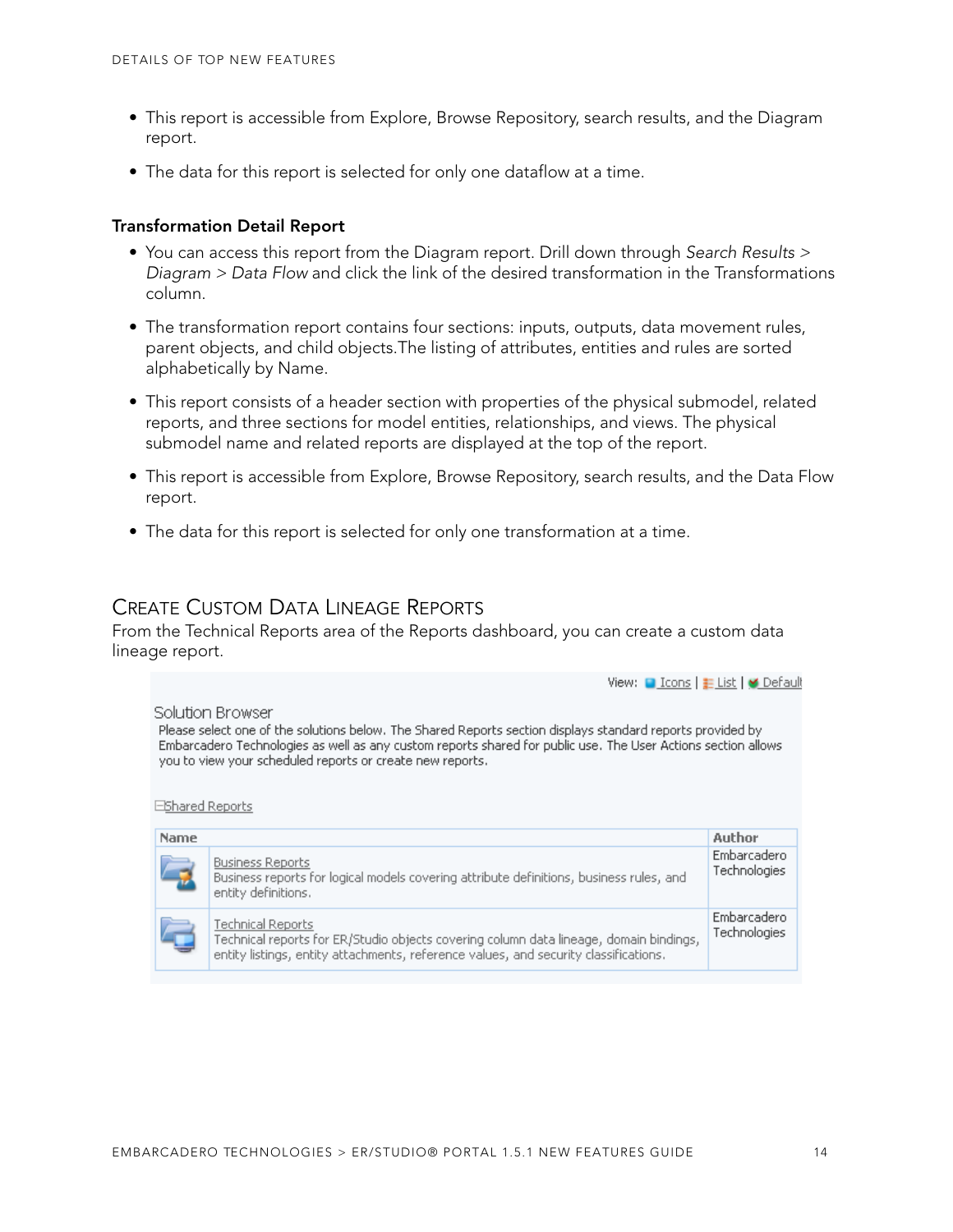- This report is accessible from Explore, Browse Repository, search results, and the Diagram report.
- The data for this report is selected for only one dataflow at a time.

**Transformation Detail Report**

- You can access this report from the Diagram report. Drill down through *Search Results > Diagram > Data Flow* and click the link of the desired transformation in the Transformations column.
- The transformation report contains four sections: inputs, outputs, data movement rules, parent objects, and child objects.The listing of attributes, entities and rules are sorted alphabetically by Name.
- This report consists of a header section with properties of the physical submodel, related reports, and three sections for model entities, relationships, and views. The physical submodel name and related reports are displayed at the top of the report.
- This report is accessible from Explore, Browse Repository, search results, and the Data Flow report.
- The data for this report is selected for only one transformation at a time.

## Create Custom Data Lineage Reports

From the Technical Reports area of the Reports dashboard, you can create a custom data lineage report.

View: Icons | List | Default

Solution Browser

Please select one of the solutions below. The Shared Reports section displays standard reports provided by Embarcadero Technologies as well as any custom reports shared for public use. The User Actions section allows you to view your scheduled reports or create new reports.

Shared Reports

| Name | | Author |
|---|---|---|
| | Business Reports<br>Business reports for logical models covering attribute definitions, business rules, and entity definitions. | Embarcadero Technologies |
| | Technical Reports<br>Technical reports for ER/Studio objects covering column data lineage, domain bindings, entity listings, entity attachments, reference values, and security classifications. | Embarcadero Technologies |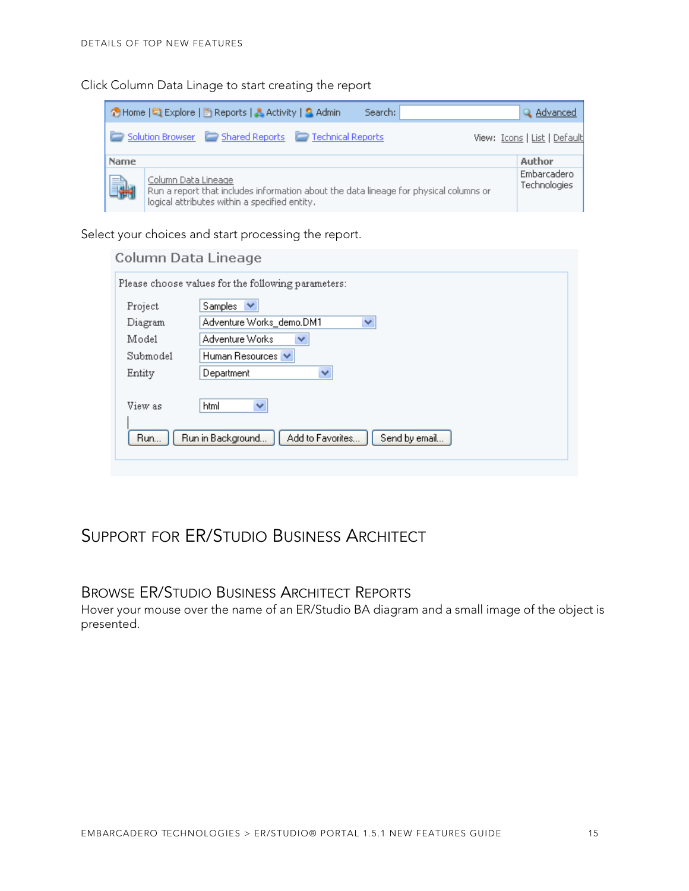Click Column Data Linage to start creating the report

Select your choices and start processing the report.

## Support for ER/Studio Business Architect

### Browse ER/Studio Business Architect Reports

Hover your mouse over the name of an ER/Studio BA diagram and a small image of the object is presented.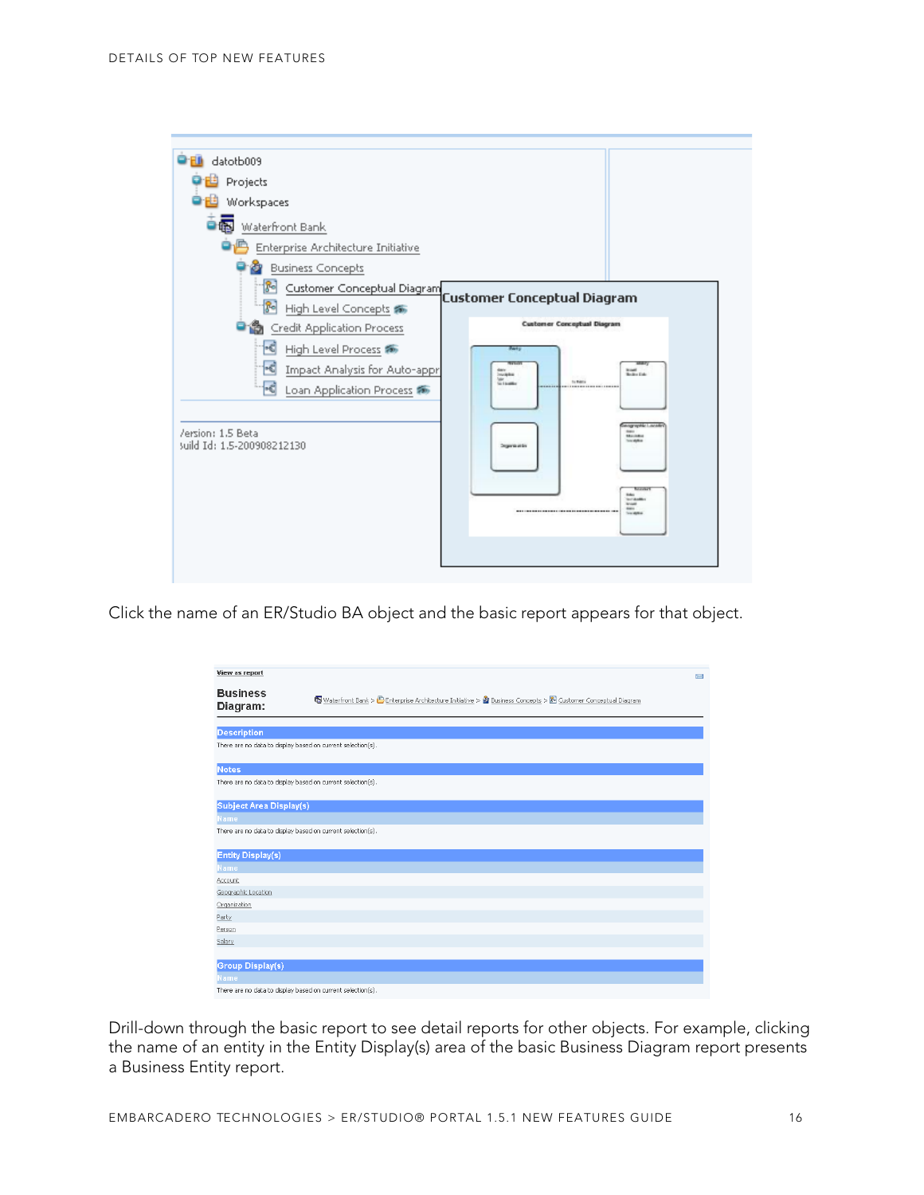Click the name of an ER/Studio BA object and the basic report appears for that object.

Drill-down through the basic report to see detail reports for other objects. For example, clicking the name of an entity in the Entity Display(s) area of the basic Business Diagram report presents a Business Entity report.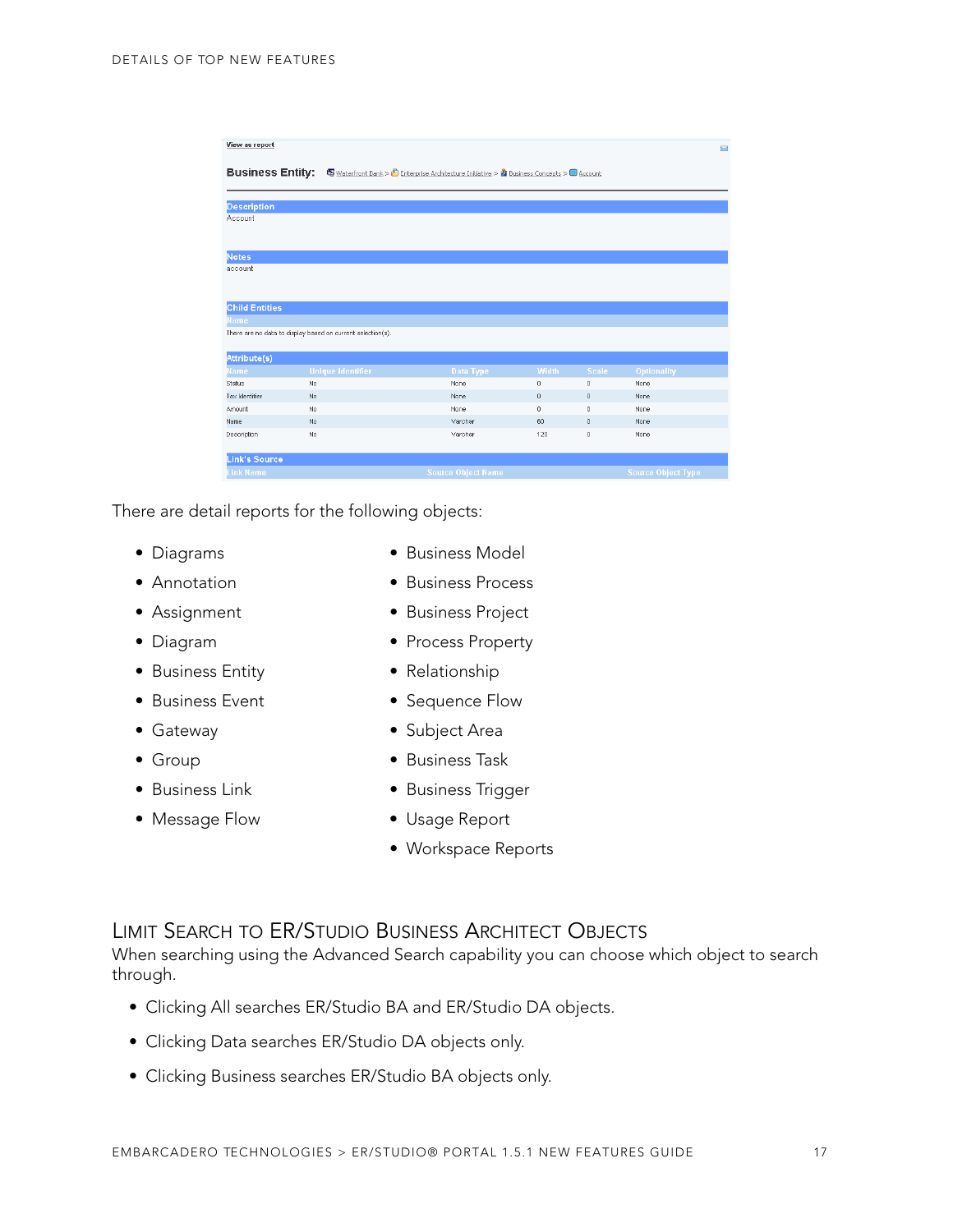There are detail reports for the following objects:

- Diagrams
- Annotation
- Assignment
- Diagram
- Business Entity
- Business Event
- Gateway
- Group
- Business Link
- Message Flow
- Business Model
- Business Process
- Business Project
- Process Property
- Relationship
- Sequence Flow
- Subject Area
- Business Task
- Business Trigger
- Usage Report
- Workspace Reports

## Limit Search to ER/Studio Business Architect Objects

When searching using the Advanced Search capability you can choose which object to search through.

- Clicking All searches ER/Studio BA and ER/Studio DA objects.
- Clicking Data searches ER/Studio DA objects only.
- Clicking Business searches ER/Studio BA objects only.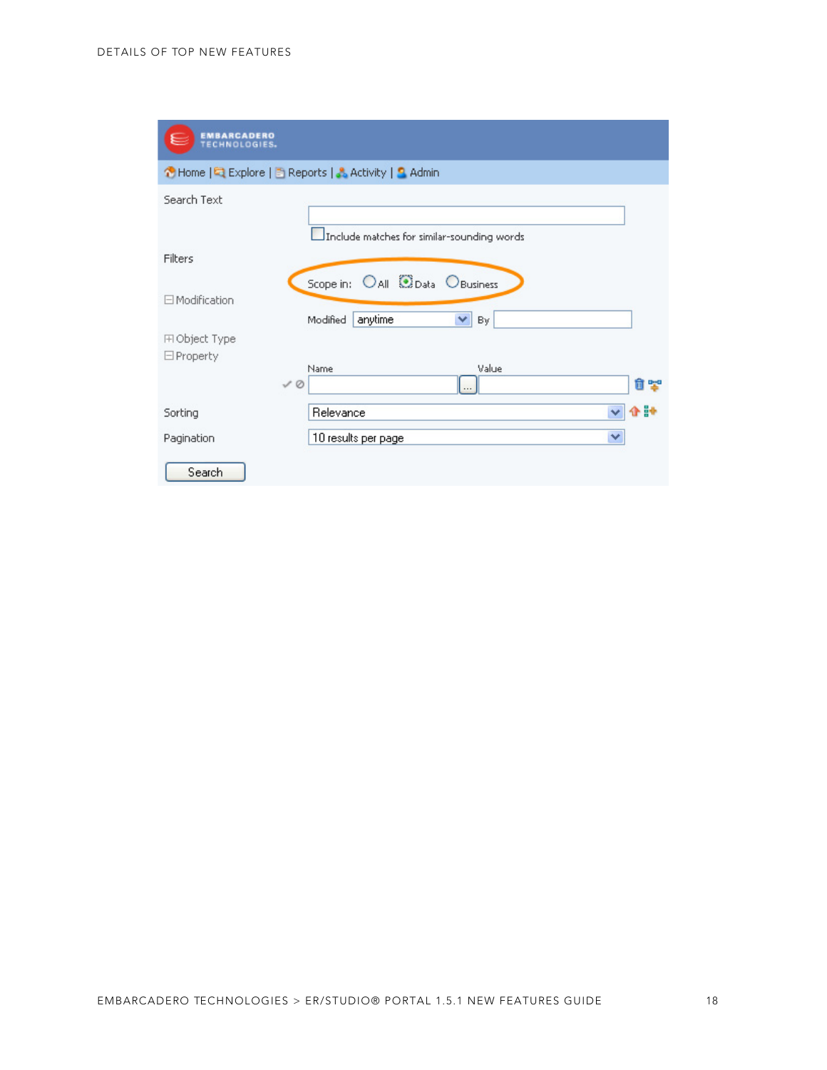EMBARCADERO TECHNOLOGIES

Home | Explore | Reports | Activity | Admin

Search Text

Include matches for similar-sounding words

Filters

Scope in: All Data Business

Modification

Modified anytime By

Object Type

Property

Name Value

Sorting Relevance

Pagination 10 results per page

Search